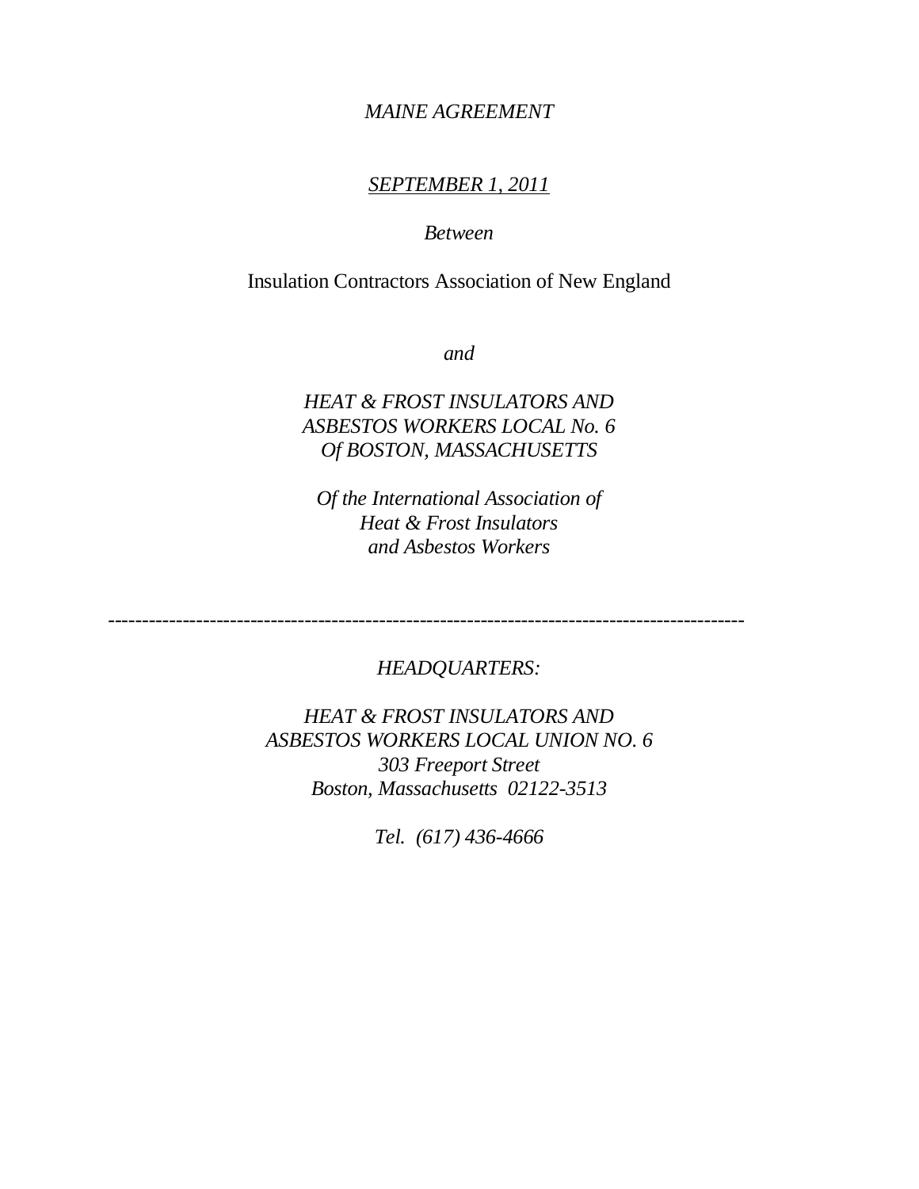*MAINE AGREEMENT*

*SEPTEMBER 1, 2011*

*Between*

Insulation Contractors Association of New England

*and*

*HEAT & FROST INSULATORS AND*
*ASBESTOS WORKERS LOCAL No. 6*
*Of BOSTON, MASSACHUSETTS*

*Of the International Association of*
*Heat & Frost Insulators*
*and Asbestos Workers*

---

*HEADQUARTERS:*

*HEAT & FROST INSULATORS AND*
*ASBESTOS WORKERS LOCAL UNION NO. 6*
*303 Freeport Street*
*Boston, Massachusetts 02122-3513*

*Tel. (617) 436-4666*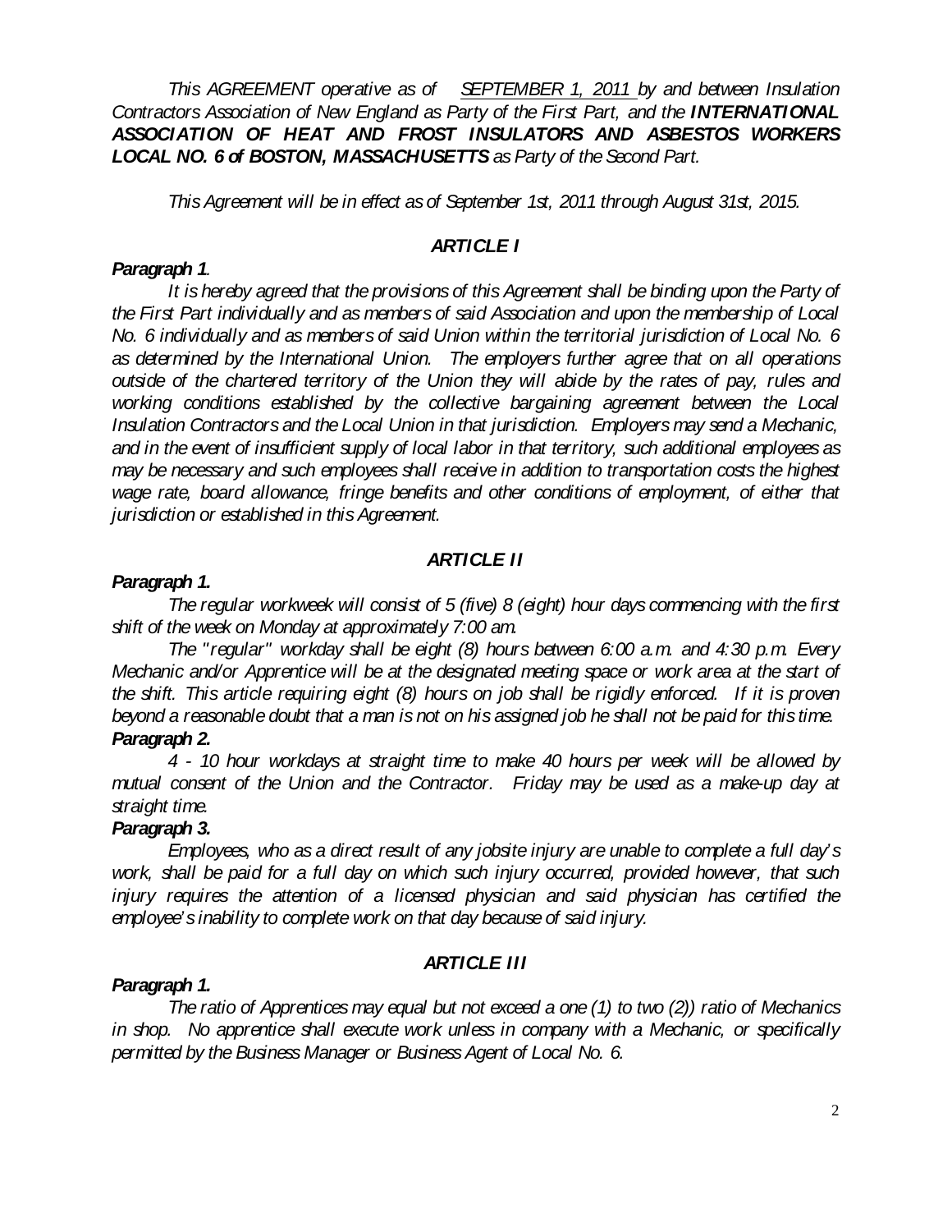*This AGREEMENT operative as of SEPTEMBER 1, 2011 by and between Insulation Contractors Association of New England as Party of the First Part, and the **INTERNATIONAL ASSOCIATION OF HEAT AND FROST INSULATORS AND ASBESTOS WORKERS LOCAL NO. 6 of BOSTON, MASSACHUSETTS** as Party of the Second Part.*

*This Agreement will be in effect as of September 1st, 2011 through August 31st, 2015.*

## *ARTICLE I*

***Paragraph 1**.*

*It is hereby agreed that the provisions of this Agreement shall be binding upon the Party of the First Part individually and as members of said Association and upon the membership of Local No. 6 individually and as members of said Union within the territorial jurisdiction of Local No. 6 as determined by the International Union. The employers further agree that on all operations outside of the chartered territory of the Union they will abide by the rates of pay, rules and working conditions established by the collective bargaining agreement between the Local Insulation Contractors and the Local Union in that jurisdiction. Employers may send a Mechanic, and in the event of insufficient supply of local labor in that territory, such additional employees as may be necessary and such employees shall receive in addition to transportation costs the highest wage rate, board allowance, fringe benefits and other conditions of employment, of either that jurisdiction or established in this Agreement.*

## *ARTICLE II*

***Paragraph 1.***

*The regular workweek will consist of 5 (five) 8 (eight) hour days commencing with the first shift of the week on Monday at approximately 7:00 am.*

*The "regular" workday shall be eight (8) hours between 6:00 a.m. and 4:30 p.m. Every Mechanic and/or Apprentice will be at the designated meeting space or work area at the start of the shift. This article requiring eight (8) hours on job shall be rigidly enforced. If it is proven beyond a reasonable doubt that a man is not on his assigned job he shall not be paid for this time.*

***Paragraph 2.***

*4 - 10 hour workdays at straight time to make 40 hours per week will be allowed by mutual consent of the Union and the Contractor. Friday may be used as a make-up day at straight time.*

***Paragraph 3.***

*Employees, who as a direct result of any jobsite injury are unable to complete a full day's work, shall be paid for a full day on which such injury occurred, provided however, that such injury requires the attention of a licensed physician and said physician has certified the employee's inability to complete work on that day because of said injury.*

## *ARTICLE III*

***Paragraph 1.***

*The ratio of Apprentices may equal but not exceed a one (1) to two (2)) ratio of Mechanics in shop. No apprentice shall execute work unless in company with a Mechanic, or specifically permitted by the Business Manager or Business Agent of Local No. 6.*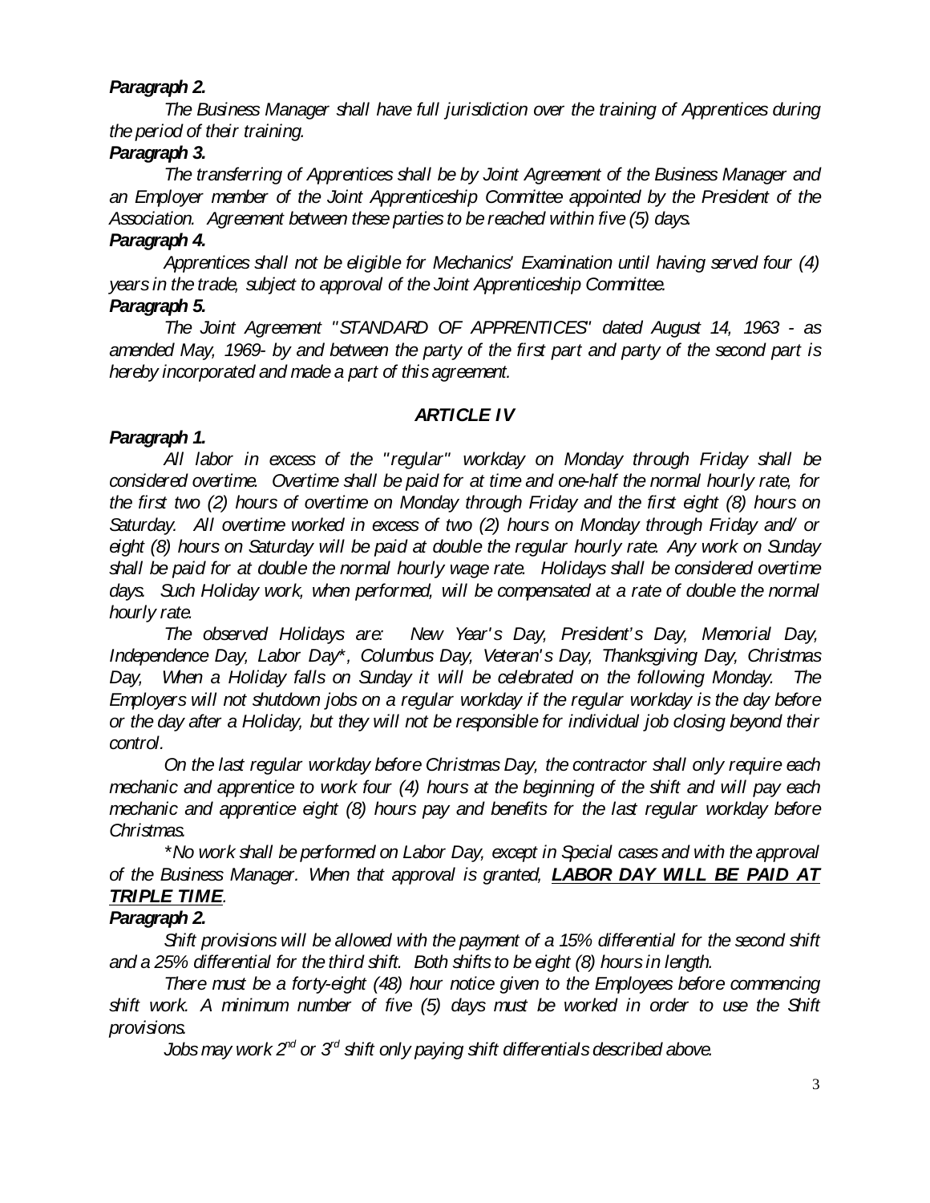***Paragraph 2.***

*The Business Manager shall have full jurisdiction over the training of Apprentices during the period of their training.*

***Paragraph 3.***

*The transferring of Apprentices shall be by Joint Agreement of the Business Manager and an Employer member of the Joint Apprenticeship Committee appointed by the President of the Association. Agreement between these parties to be reached within five (5) days.*

***Paragraph 4.***

*Apprentices shall not be eligible for Mechanics' Examination until having served four (4) years in the trade, subject to approval of the Joint Apprenticeship Committee.*

***Paragraph 5.***

*The Joint Agreement "STANDARD OF APPRENTICES" dated August 14, 1963 - as amended May, 1969- by and between the party of the first part and party of the second part is hereby incorporated and made a part of this agreement.*

## ***ARTICLE IV***

***Paragraph 1.***

*All labor in excess of the "regular" workday on Monday through Friday shall be considered overtime. Overtime shall be paid for at time and one-half the normal hourly rate, for the first two (2) hours of overtime on Monday through Friday and the first eight (8) hours on Saturday. All overtime worked in excess of two (2) hours on Monday through Friday and/ or eight (8) hours on Saturday will be paid at double the regular hourly rate. Any work on Sunday shall be paid for at double the normal hourly wage rate. Holidays shall be considered overtime days. Such Holiday work, when performed, will be compensated at a rate of double the normal hourly rate.*

*The observed Holidays are: New Year's Day, President's Day, Memorial Day, Independence Day, Labor Day\*, Columbus Day, Veteran's Day, Thanksgiving Day, Christmas Day, When a Holiday falls on Sunday it will be celebrated on the following Monday. The Employers will not shutdown jobs on a regular workday if the regular workday is the day before or the day after a Holiday, but they will not be responsible for individual job closing beyond their control.*

*On the last regular workday before Christmas Day, the contractor shall only require each mechanic and apprentice to work four (4) hours at the beginning of the shift and will pay each mechanic and apprentice eight (8) hours pay and benefits for the last regular workday before Christmas.*

*\*No work shall be performed on Labor Day, except in Special cases and with the approval of the Business Manager. When that approval is granted,* ***<u>LABOR DAY WILL BE PAID AT TRIPLE TIME</u>****.*

***Paragraph 2.***

*Shift provisions will be allowed with the payment of a 15% differential for the second shift and a 25% differential for the third shift. Both shifts to be eight (8) hours in length.*

*There must be a forty-eight (48) hour notice given to the Employees before commencing shift work. A minimum number of five (5) days must be worked in order to use the Shift provisions.*

*Jobs may work 2nd or 3rd shift only paying shift differentials described above.*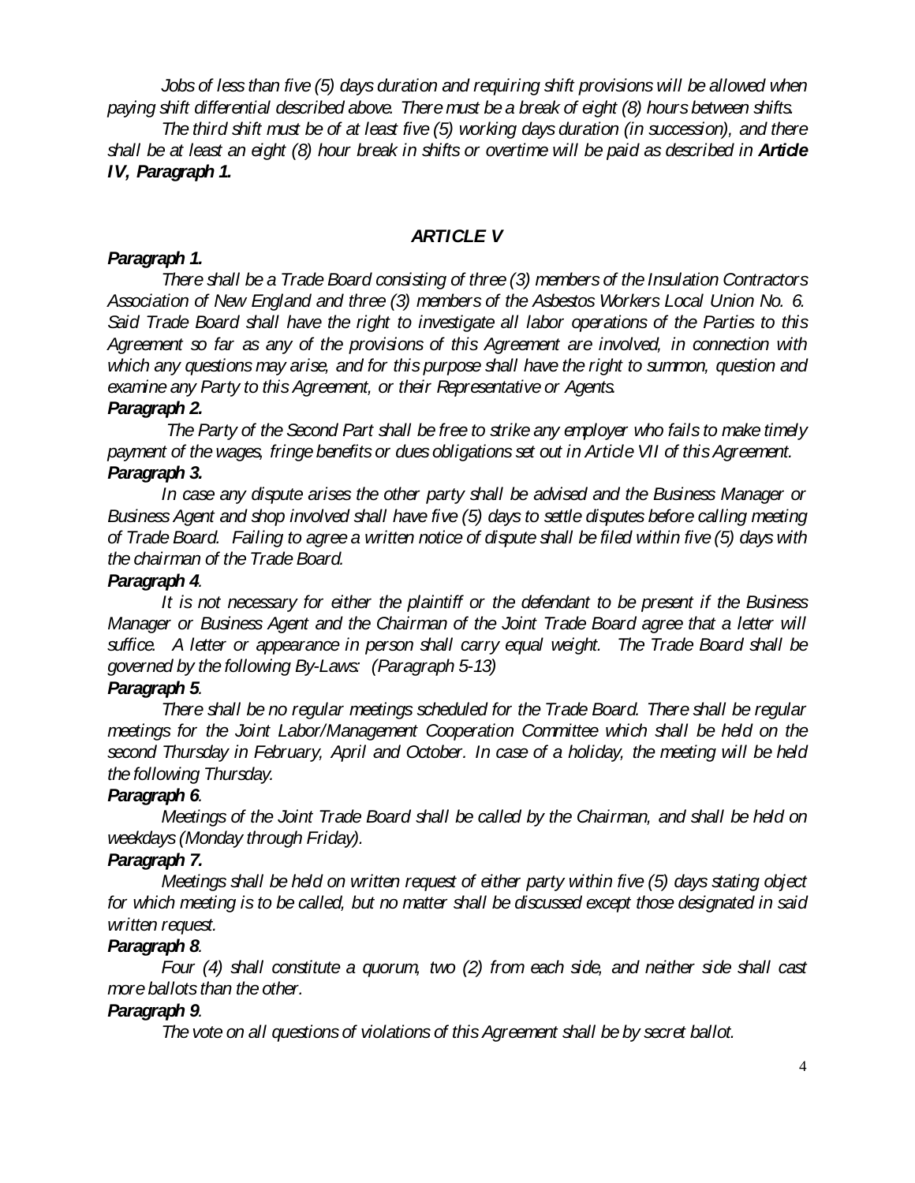*Jobs of less than five (5) days duration and requiring shift provisions will be allowed when paying shift differential described above. There must be a break of eight (8) hours between shifts.*

*The third shift must be of at least five (5) working days duration (in succession), and there shall be at least an eight (8) hour break in shifts or overtime will be paid as described in* ***Article IV, Paragraph 1.***

## *ARTICLE V*

***Paragraph 1.***

*There shall be a Trade Board consisting of three (3) members of the Insulation Contractors Association of New England and three (3) members of the Asbestos Workers Local Union No. 6. Said Trade Board shall have the right to investigate all labor operations of the Parties to this Agreement so far as any of the provisions of this Agreement are involved, in connection with which any questions may arise, and for this purpose shall have the right to summon, question and examine any Party to this Agreement, or their Representative or Agents.*

***Paragraph 2.***

*The Party of the Second Part shall be free to strike any employer who fails to make timely payment of the wages, fringe benefits or dues obligations set out in Article VII of this Agreement.*

***Paragraph 3.***

*In case any dispute arises the other party shall be advised and the Business Manager or Business Agent and shop involved shall have five (5) days to settle disputes before calling meeting of Trade Board. Failing to agree a written notice of dispute shall be filed within five (5) days with the chairman of the Trade Board.*

***Paragraph 4.***

*It is not necessary for either the plaintiff or the defendant to be present if the Business Manager or Business Agent and the Chairman of the Joint Trade Board agree that a letter will suffice. A letter or appearance in person shall carry equal weight. The Trade Board shall be governed by the following By-Laws: (Paragraph 5-13)*

***Paragraph 5.***

*There shall be no regular meetings scheduled for the Trade Board. There shall be regular meetings for the Joint Labor/Management Cooperation Committee which shall be held on the second Thursday in February, April and October. In case of a holiday, the meeting will be held the following Thursday.*

***Paragraph 6.***

*Meetings of the Joint Trade Board shall be called by the Chairman, and shall be held on weekdays (Monday through Friday).*

***Paragraph 7.***

*Meetings shall be held on written request of either party within five (5) days stating object for which meeting is to be called, but no matter shall be discussed except those designated in said written request.*

***Paragraph 8.***

*Four (4) shall constitute a quorum, two (2) from each side, and neither side shall cast more ballots than the other.*

***Paragraph 9.***

*The vote on all questions of violations of this Agreement shall be by secret ballot.*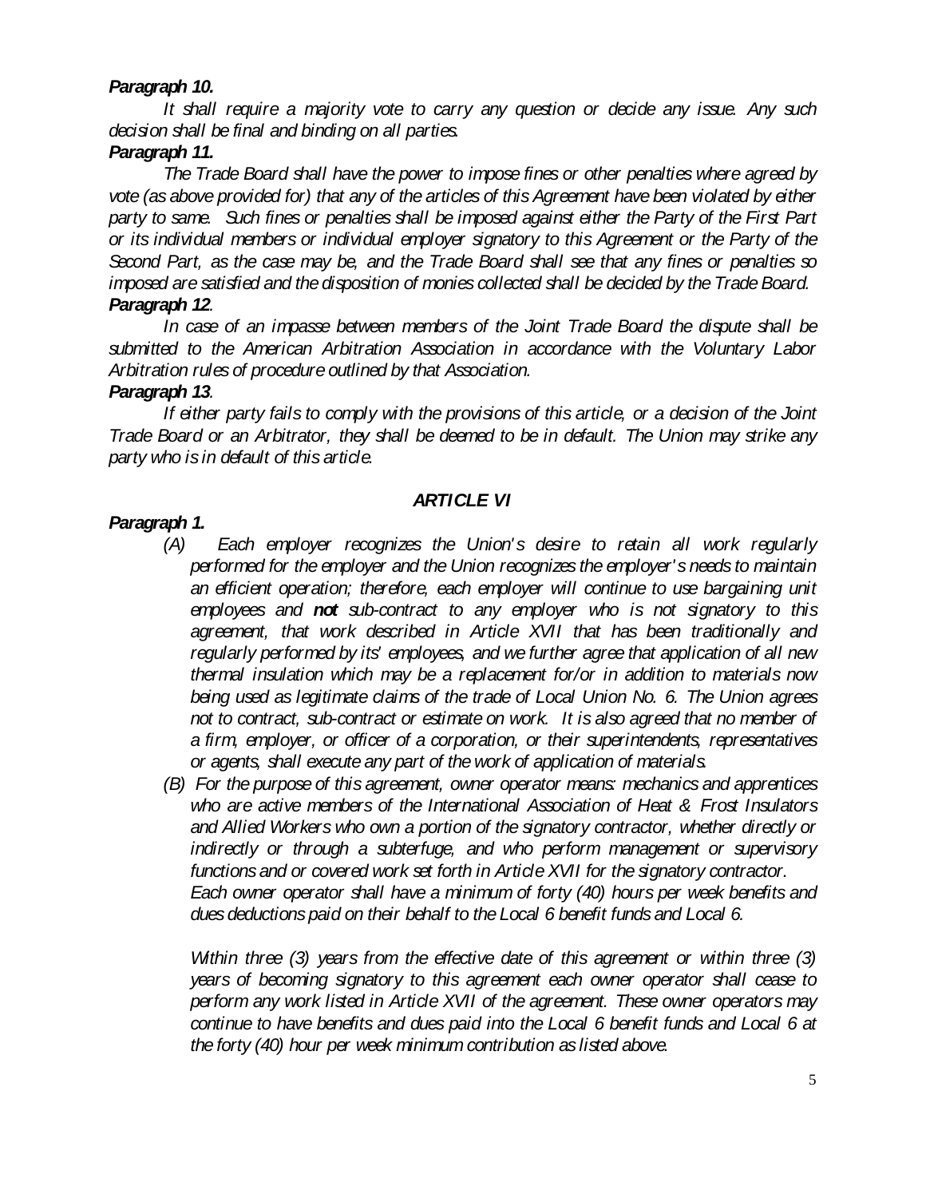***Paragraph 10.***

*It shall require a majority vote to carry any question or decide any issue. Any such decision shall be final and binding on all parties.*

***Paragraph 11.***

*The Trade Board shall have the power to impose fines or other penalties where agreed by vote (as above provided for) that any of the articles of this Agreement have been violated by either party to same. Such fines or penalties shall be imposed against either the Party of the First Part or its individual members or individual employer signatory to this Agreement or the Party of the Second Part, as the case may be, and the Trade Board shall see that any fines or penalties so imposed are satisfied and the disposition of monies collected shall be decided by the Trade Board.*

***Paragraph 12***.

*In case of an impasse between members of the Joint Trade Board the dispute shall be submitted to the American Arbitration Association in accordance with the Voluntary Labor Arbitration rules of procedure outlined by that Association.*

***Paragraph 13***.

*If either party fails to comply with the provisions of this article, or a decision of the Joint Trade Board or an Arbitrator, they shall be deemed to be in default. The Union may strike any party who is in default of this article.*

## ***ARTICLE VI***

***Paragraph 1.***

*(A) Each employer recognizes the Union's desire to retain all work regularly performed for the employer and the Union recognizes the employer's needs to maintain an efficient operation; therefore, each employer will continue to use bargaining unit employees and **not** sub-contract to any employer who is not signatory to this agreement, that work described in Article XVII that has been traditionally and regularly performed by its' employees, and we further agree that application of all new thermal insulation which may be a replacement for/or in addition to materials now being used as legitimate claims of the trade of Local Union No. 6. The Union agrees not to contract, sub-contract or estimate on work. It is also agreed that no member of a firm, employer, or officer of a corporation, or their superintendents, representatives or agents, shall execute any part of the work of application of materials.*

*(B) For the purpose of this agreement, owner operator means: mechanics and apprentices who are active members of the International Association of Heat & Frost Insulators and Allied Workers who own a portion of the signatory contractor, whether directly or indirectly or through a subterfuge, and who perform management or supervisory functions and or covered work set forth in Article XVII for the signatory contractor. Each owner operator shall have a minimum of forty (40) hours per week benefits and dues deductions paid on their behalf to the Local 6 benefit funds and Local 6.*

*Within three (3) years from the effective date of this agreement or within three (3) years of becoming signatory to this agreement each owner operator shall cease to perform any work listed in Article XVII of the agreement. These owner operators may continue to have benefits and dues paid into the Local 6 benefit funds and Local 6 at the forty (40) hour per week minimum contribution as listed above.*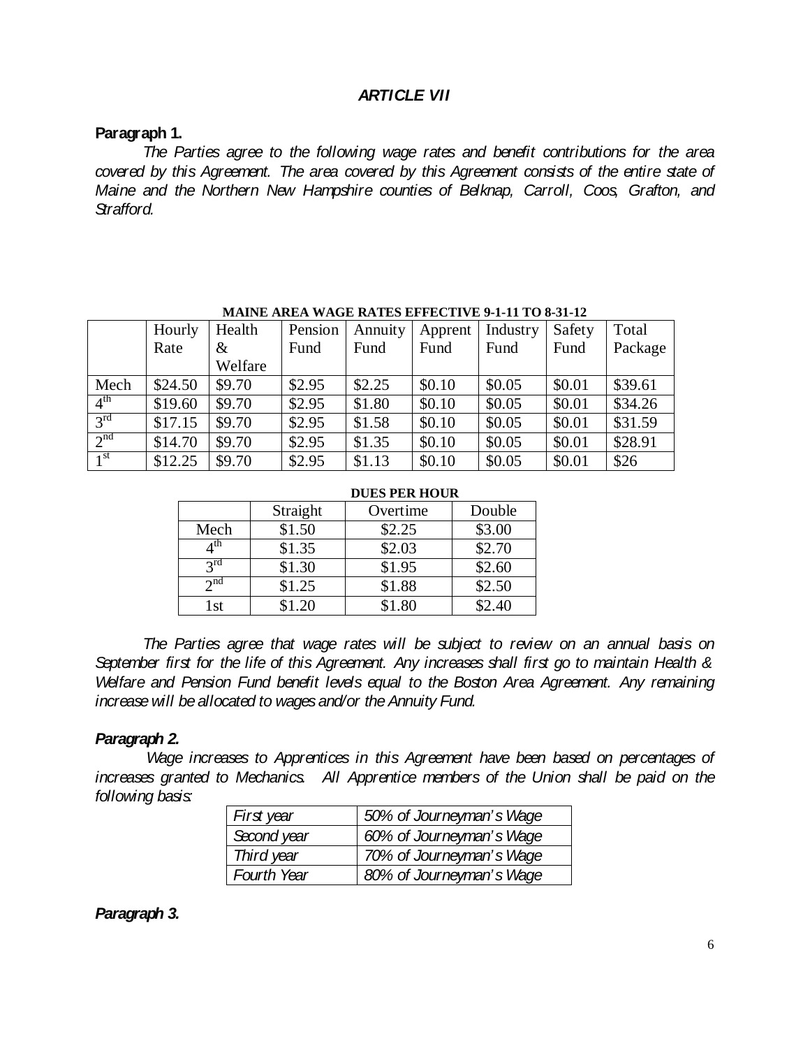## *ARTICLE VII*

### Paragraph 1.

*The Parties agree to the following wage rates and benefit contributions for the area covered by this Agreement. The area covered by this Agreement consists of the entire state of Maine and the Northern New Hampshire counties of Belknap, Carroll, Coos, Grafton, and Strafford.*

**MAINE AREA WAGE RATES EFFECTIVE 9-1-11 TO 8-31-12**

| | Hourly Rate | Health & Welfare | Pension Fund | Annuity Fund | Apprent Fund | Industry Fund | Safety Fund | Total Package |
|---|---|---|---|---|---|---|---|---|
| Mech | \$24.50 | \$9.70 | \$2.95 | \$2.25 | \$0.10 | \$0.05 | \$0.01 | \$39.61 |
| 4th | \$19.60 | \$9.70 | \$2.95 | \$1.80 | \$0.10 | \$0.05 | \$0.01 | \$34.26 |
| 3rd | \$17.15 | \$9.70 | \$2.95 | \$1.58 | \$0.10 | \$0.05 | \$0.01 | \$31.59 |
| 2nd | \$14.70 | \$9.70 | \$2.95 | \$1.35 | \$0.10 | \$0.05 | \$0.01 | \$28.91 |
| 1st | \$12.25 | \$9.70 | \$2.95 | \$1.13 | \$0.10 | \$0.05 | \$0.01 | \$26 |

**DUES PER HOUR**

| | Straight | Overtime | Double |
|---|---|---|---|
| Mech | \$1.50 | \$2.25 | \$3.00 |
| 4th | \$1.35 | \$2.03 | \$2.70 |
| 3rd | \$1.30 | \$1.95 | \$2.60 |
| 2nd | \$1.25 | \$1.88 | \$2.50 |
| 1st | \$1.20 | \$1.80 | \$2.40 |

*The Parties agree that wage rates will be subject to review on an annual basis on September first for the life of this Agreement. Any increases shall first go to maintain Health & Welfare and Pension Fund benefit levels equal to the Boston Area Agreement. Any remaining increase will be allocated to wages and/or the Annuity Fund.*

### *Paragraph 2.*

*Wage increases to Apprentices in this Agreement have been based on percentages of increases granted to Mechanics. All Apprentice members of the Union shall be paid on the following basis:*

| *First year* | *50% of Journeyman's Wage* |
|---|---|
| *Second year* | *60% of Journeyman's Wage* |
| *Third year* | *70% of Journeyman's Wage* |
| *Fourth Year* | *80% of Journeyman's Wage* |

### *Paragraph 3.*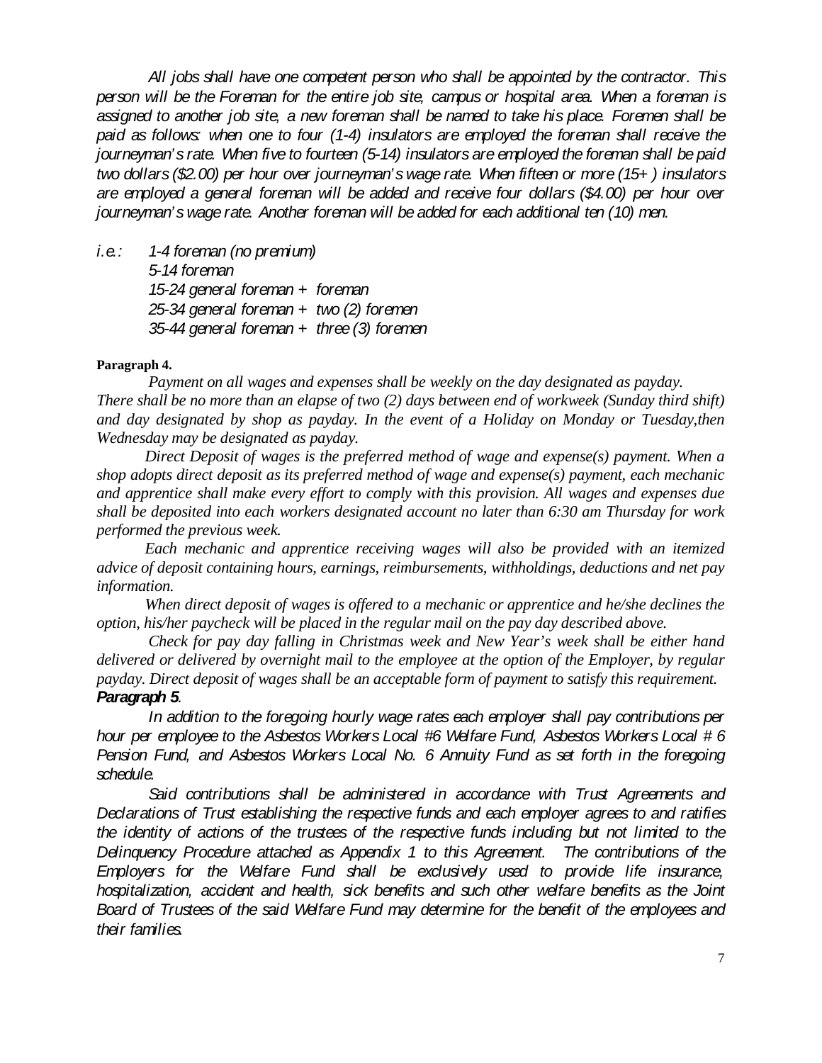*All jobs shall have one competent person who shall be appointed by the contractor. This person will be the Foreman for the entire job site, campus or hospital area. When a foreman is assigned to another job site, a new foreman shall be named to take his place. Foremen shall be paid as follows: when one to four (1-4) insulators are employed the foreman shall receive the journeyman's rate. When five to fourteen (5-14) insulators are employed the foreman shall be paid two dollars ($2.00) per hour over journeyman's wage rate. When fifteen or more (15+) insulators are employed a general foreman will be added and receive four dollars ($4.00) per hour over journeyman's wage rate. Another foreman will be added for each additional ten (10) men.*

*i.e.:*
- *1-4 foreman (no premium)*
- *5-14 foreman*
- *15-24 general foreman + foreman*
- *25-34 general foreman + two (2) foremen*
- *35-44 general foreman + three (3) foremen*

**Paragraph 4.**

*Payment on all wages and expenses shall be weekly on the day designated as payday. There shall be no more than an elapse of two (2) days between end of workweek (Sunday third shift) and day designated by shop as payday. In the event of a Holiday on Monday or Tuesday, then Wednesday may be designated as payday.*

*Direct Deposit of wages is the preferred method of wage and expense(s) payment. When a shop adopts direct deposit as its preferred method of wage and expense(s) payment, each mechanic and apprentice shall make every effort to comply with this provision. All wages and expenses due shall be deposited into each workers designated account no later than 6:30 am Thursday for work performed the previous week.*

*Each mechanic and apprentice receiving wages will also be provided with an itemized advice of deposit containing hours, earnings, reimbursements, withholdings, deductions and net pay information.*

*When direct deposit of wages is offered to a mechanic or apprentice and he/she declines the option, his/her paycheck will be placed in the regular mail on the pay day described above.*

*Check for pay day falling in Christmas week and New Year's week shall be either hand delivered or delivered by overnight mail to the employee at the option of the Employer, by regular payday. Direct deposit of wages shall be an acceptable form of payment to satisfy this requirement.*

***Paragraph 5**.*

*In addition to the foregoing hourly wage rates each employer shall pay contributions per hour per employee to the Asbestos Workers Local #6 Welfare Fund, Asbestos Workers Local # 6 Pension Fund, and Asbestos Workers Local No. 6 Annuity Fund as set forth in the foregoing schedule.*

*Said contributions shall be administered in accordance with Trust Agreements and Declarations of Trust establishing the respective funds and each employer agrees to and ratifies the identity of actions of the trustees of the respective funds including but not limited to the Delinquency Procedure attached as Appendix 1 to this Agreement. The contributions of the Employers for the Welfare Fund shall be exclusively used to provide life insurance, hospitalization, accident and health, sick benefits and such other welfare benefits as the Joint Board of Trustees of the said Welfare Fund may determine for the benefit of the employees and their families.*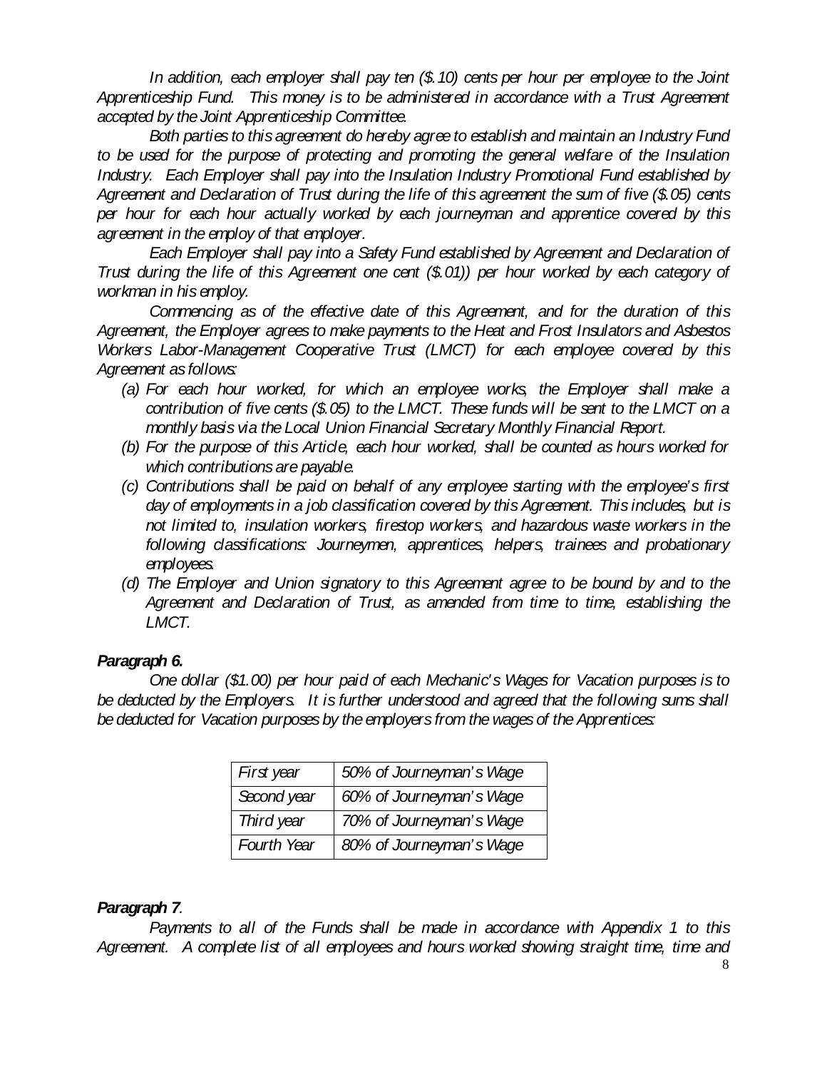*In addition, each employer shall pay ten ($.10) cents per hour per employee to the Joint Apprenticeship Fund. This money is to be administered in accordance with a Trust Agreement accepted by the Joint Apprenticeship Committee.*

*Both parties to this agreement do hereby agree to establish and maintain an Industry Fund to be used for the purpose of protecting and promoting the general welfare of the Insulation Industry. Each Employer shall pay into the Insulation Industry Promotional Fund established by Agreement and Declaration of Trust during the life of this agreement the sum of five ($.05) cents per hour for each hour actually worked by each journeyman and apprentice covered by this agreement in the employ of that employer.*

*Each Employer shall pay into a Safety Fund established by Agreement and Declaration of Trust during the life of this Agreement one cent ($.01)) per hour worked by each category of workman in his employ.*

*Commencing as of the effective date of this Agreement, and for the duration of this Agreement, the Employer agrees to make payments to the Heat and Frost Insulators and Asbestos Workers Labor-Management Cooperative Trust (LMCT) for each employee covered by this Agreement as follows:*

*(a) For each hour worked, for which an employee works, the Employer shall make a contribution of five cents ($.05) to the LMCT. These funds will be sent to the LMCT on a monthly basis via the Local Union Financial Secretary Monthly Financial Report.*

*(b) For the purpose of this Article, each hour worked, shall be counted as hours worked for which contributions are payable.*

*(c) Contributions shall be paid on behalf of any employee starting with the employee's first day of employments in a job classification covered by this Agreement. This includes, but is not limited to, insulation workers, firestop workers, and hazardous waste workers in the following classifications: Journeymen, apprentices, helpers, trainees and probationary employees.*

*(d) The Employer and Union signatory to this Agreement agree to be bound by and to the Agreement and Declaration of Trust, as amended from time to time, establishing the LMCT.*

***Paragraph 6.***

*One dollar ($1.00) per hour paid of each Mechanic's Wages for Vacation purposes is to be deducted by the Employers. It is further understood and agreed that the following sums shall be deducted for Vacation purposes by the employers from the wages of the Apprentices:*

| | |
|---|---|
| *First year* | *50% of Journeyman's Wage* |
| *Second year* | *60% of Journeyman's Wage* |
| *Third year* | *70% of Journeyman's Wage* |
| *Fourth Year* | *80% of Journeyman's Wage* |

***Paragraph 7**.*

*Payments to all of the Funds shall be made in accordance with Appendix 1 to this Agreement. A complete list of all employees and hours worked showing straight time, time and*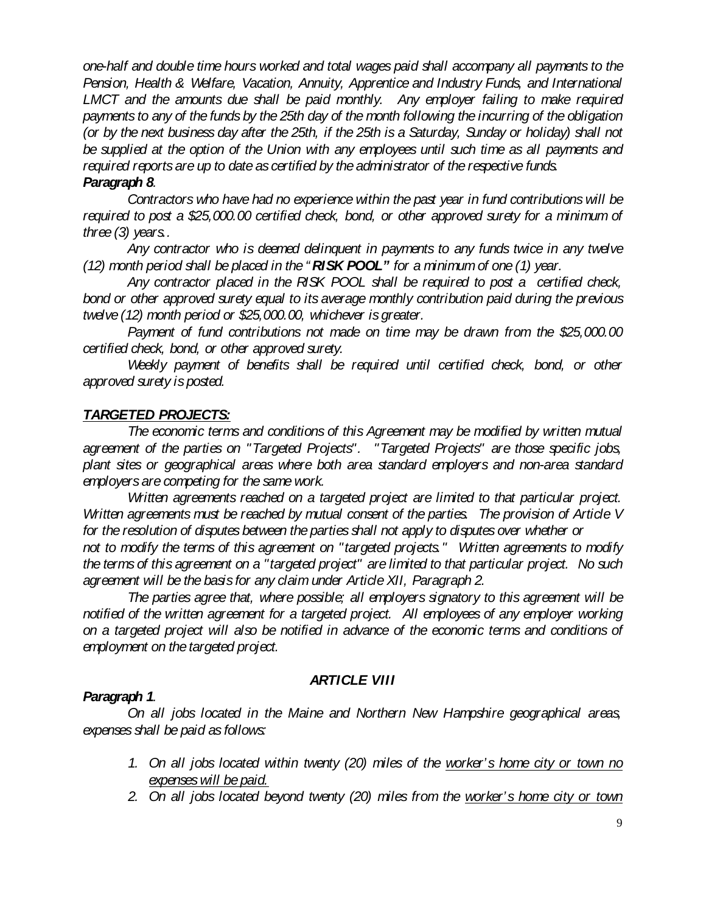*one-half and double time hours worked and total wages paid shall accompany all payments to the Pension, Health & Welfare, Vacation, Annuity, Apprentice and Industry Funds, and International LMCT and the amounts due shall be paid monthly. Any employer failing to make required payments to any of the funds by the 25th day of the month following the incurring of the obligation (or by the next business day after the 25th, if the 25th is a Saturday, Sunday or holiday) shall not be supplied at the option of the Union with any employees until such time as all payments and required reports are up to date as certified by the administrator of the respective funds.*

***Paragraph 8***.

*Contractors who have had no experience within the past year in fund contributions will be required to post a $25,000.00 certified check, bond, or other approved surety for a minimum of three (3) years..*

*Any contractor who is deemed delinquent in payments to any funds twice in any twelve (12) month period shall be placed in the "**RISK POOL"** for a minimum of one (1) year.*

*Any contractor placed in the RISK POOL shall be required to post a certified check, bond or other approved surety equal to its average monthly contribution paid during the previous twelve (12) month period or $25,000.00, whichever is greater.*

*Payment of fund contributions not made on time may be drawn from the $25,000.00 certified check, bond, or other approved surety.*

*Weekly payment of benefits shall be required until certified check, bond, or other approved surety is posted.*

***<u>TARGETED PROJECTS:</u>***

*The economic terms and conditions of this Agreement may be modified by written mutual agreement of the parties on "Targeted Projects". "Targeted Projects" are those specific jobs, plant sites or geographical areas where both area standard employers and non-area standard employers are competing for the same work.*

*Written agreements reached on a targeted project are limited to that particular project. Written agreements must be reached by mutual consent of the parties. The provision of Article V for the resolution of disputes between the parties shall not apply to disputes over whether or not to modify the terms of this agreement on "targeted projects." Written agreements to modify the terms of this agreement on a "targeted project" are limited to that particular project. No such agreement will be the basis for any claim under Article XII, Paragraph 2.*

*The parties agree that, where possible; all employers signatory to this agreement will be notified of the written agreement for a targeted project. All employees of any employer working on a targeted project will also be notified in advance of the economic terms and conditions of employment on the targeted project.*

## ***ARTICLE VIII***

***Paragraph 1***.

*On all jobs located in the Maine and Northern New Hampshire geographical areas, expenses shall be paid as follows:*

1. *On all jobs located within twenty (20) miles of the <u>worker's home city or town no expenses will be paid.</u>*
2. *On all jobs located beyond twenty (20) miles from the <u>worker's home city or town</u>*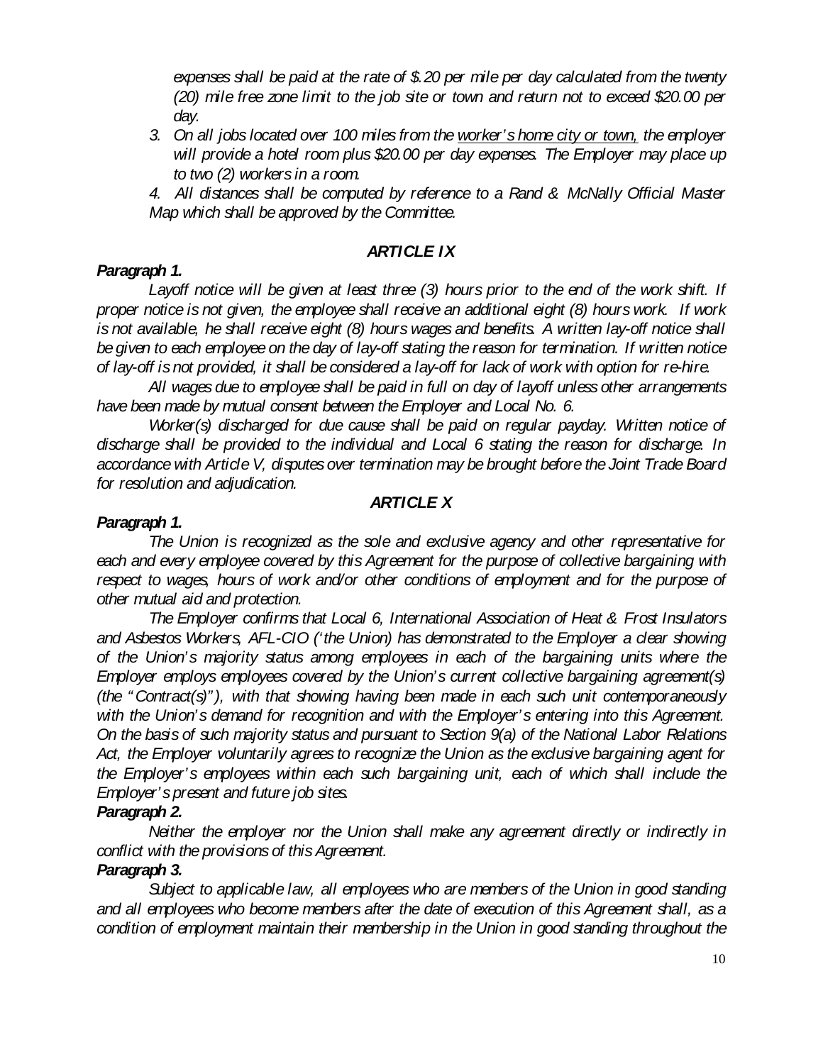*expenses shall be paid at the rate of $.20 per mile per day calculated from the twenty (20) mile free zone limit to the job site or town and return not to exceed $20.00 per day.*

3. *On all jobs located over 100 miles from the worker's home city or town, the employer will provide a hotel room plus $20.00 per day expenses. The Employer may place up to two (2) workers in a room.*

4. *All distances shall be computed by reference to a Rand & McNally Official Master Map which shall be approved by the Committee.*

## *ARTICLE IX*

***Paragraph 1.***

*Layoff notice will be given at least three (3) hours prior to the end of the work shift. If proper notice is not given, the employee shall receive an additional eight (8) hours work. If work is not available, he shall receive eight (8) hours wages and benefits. A written lay-off notice shall be given to each employee on the day of lay-off stating the reason for termination. If written notice of lay-off is not provided, it shall be considered a lay-off for lack of work with option for re-hire.*

*All wages due to employee shall be paid in full on day of layoff unless other arrangements have been made by mutual consent between the Employer and Local No. 6.*

*Worker(s) discharged for due cause shall be paid on regular payday. Written notice of discharge shall be provided to the individual and Local 6 stating the reason for discharge. In accordance with Article V, disputes over termination may be brought before the Joint Trade Board for resolution and adjudication.*

## *ARTICLE X*

***Paragraph 1.***

*The Union is recognized as the sole and exclusive agency and other representative for each and every employee covered by this Agreement for the purpose of collective bargaining with respect to wages, hours of work and/or other conditions of employment and for the purpose of other mutual aid and protection.*

*The Employer confirms that Local 6, International Association of Heat & Frost Insulators and Asbestos Workers, AFL-CIO ('the Union) has demonstrated to the Employer a clear showing of the Union's majority status among employees in each of the bargaining units where the Employer employs employees covered by the Union's current collective bargaining agreement(s) (the "Contract(s)"), with that showing having been made in each such unit contemporaneously with the Union's demand for recognition and with the Employer's entering into this Agreement. On the basis of such majority status and pursuant to Section 9(a) of the National Labor Relations Act, the Employer voluntarily agrees to recognize the Union as the exclusive bargaining agent for the Employer's employees within each such bargaining unit, each of which shall include the Employer's present and future job sites.*

***Paragraph 2.***

*Neither the employer nor the Union shall make any agreement directly or indirectly in conflict with the provisions of this Agreement.*

***Paragraph 3.***

*Subject to applicable law, all employees who are members of the Union in good standing and all employees who become members after the date of execution of this Agreement shall, as a condition of employment maintain their membership in the Union in good standing throughout the*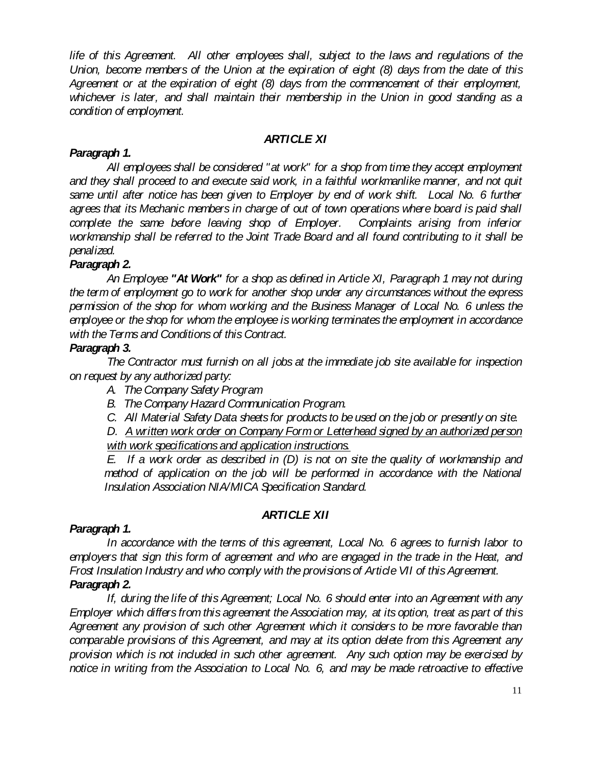*life of this Agreement. All other employees shall, subject to the laws and regulations of the Union, become members of the Union at the expiration of eight (8) days from the date of this Agreement or at the expiration of eight (8) days from the commencement of their employment, whichever is later, and shall maintain their membership in the Union in good standing as a condition of employment.*

## *ARTICLE XI*

***Paragraph 1.***

*All employees shall be considered "at work" for a shop from time they accept employment and they shall proceed to and execute said work, in a faithful workmanlike manner, and not quit same until after notice has been given to Employer by end of work shift. Local No. 6 further agrees that its Mechanic members in charge of out of town operations where board is paid shall complete the same before leaving shop of Employer. Complaints arising from inferior workmanship shall be referred to the Joint Trade Board and all found contributing to it shall be penalized.*

***Paragraph 2.***

*An Employee **"At Work"** for a shop as defined in Article XI, Paragraph 1 may not during the term of employment go to work for another shop under any circumstances without the express permission of the shop for whom working and the Business Manager of Local No. 6 unless the employee or the shop for whom the employee is working terminates the employment in accordance with the Terms and Conditions of this Contract.*

***Paragraph 3.***

*The Contractor must furnish on all jobs at the immediate job site available for inspection on request by any authorized party:*

*A. The Company Safety Program*

*B. The Company Hazard Communication Program.*

*C. All Material Safety Data sheets for products to be used on the job or presently on site.*

*D. <u>A written work order on Company Form or Letterhead signed by an authorized person with work specifications and application instructions.</u>*

*E. If a work order as described in (D) is not on site the quality of workmanship and method of application on the job will be performed in accordance with the National Insulation Association NIA/MICA Specification Standard.*

## *ARTICLE XII*

***Paragraph 1.***

*In accordance with the terms of this agreement, Local No. 6 agrees to furnish labor to employers that sign this form of agreement and who are engaged in the trade in the Heat, and Frost Insulation Industry and who comply with the provisions of Article VII of this Agreement.*

***Paragraph 2.***

*If, during the life of this Agreement; Local No. 6 should enter into an Agreement with any Employer which differs from this agreement the Association may, at its option, treat as part of this Agreement any provision of such other Agreement which it considers to be more favorable than comparable provisions of this Agreement, and may at its option delete from this Agreement any provision which is not included in such other agreement. Any such option may be exercised by notice in writing from the Association to Local No. 6, and may be made retroactive to effective*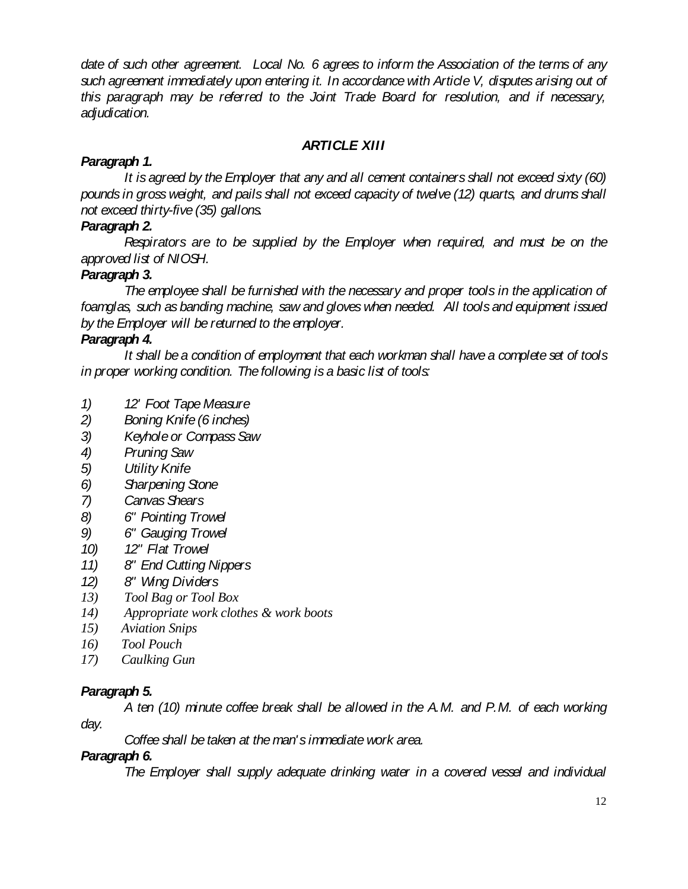*date of such other agreement. Local No. 6 agrees to inform the Association of the terms of any such agreement immediately upon entering it. In accordance with Article V, disputes arising out of this paragraph may be referred to the Joint Trade Board for resolution, and if necessary, adjudication.*

## ***ARTICLE XIII***

***Paragraph 1.***

*It is agreed by the Employer that any and all cement containers shall not exceed sixty (60) pounds in gross weight, and pails shall not exceed capacity of twelve (12) quarts, and drums shall not exceed thirty-five (35) gallons.*

***Paragraph 2.***

*Respirators are to be supplied by the Employer when required, and must be on the approved list of NIOSH.*

***Paragraph 3.***

*The employee shall be furnished with the necessary and proper tools in the application of foamglas, such as banding machine, saw and gloves when needed. All tools and equipment issued by the Employer will be returned to the employer.*

***Paragraph 4.***

*It shall be a condition of employment that each workman shall have a complete set of tools in proper working condition. The following is a basic list of tools:*

1) *12' Foot Tape Measure*
2) *Boning Knife (6 inches)*
3) *Keyhole or Compass Saw*
4) *Pruning Saw*
5) *Utility Knife*
6) *Sharpening Stone*
7) *Canvas Shears*
8) *6" Pointing Trowel*
9) *6" Gauging Trowel*
10) *12" Flat Trowel*
11) *8" End Cutting Nippers*
12) *8" Wing Dividers*
13) *Tool Bag or Tool Box*
14) *Appropriate work clothes & work boots*
15) *Aviation Snips*
16) *Tool Pouch*
17) *Caulking Gun*

***Paragraph 5.***

*A ten (10) minute coffee break shall be allowed in the A.M. and P.M. of each working day.*

*Coffee shall be taken at the man's immediate work area.*

***Paragraph 6.***

*The Employer shall supply adequate drinking water in a covered vessel and individual*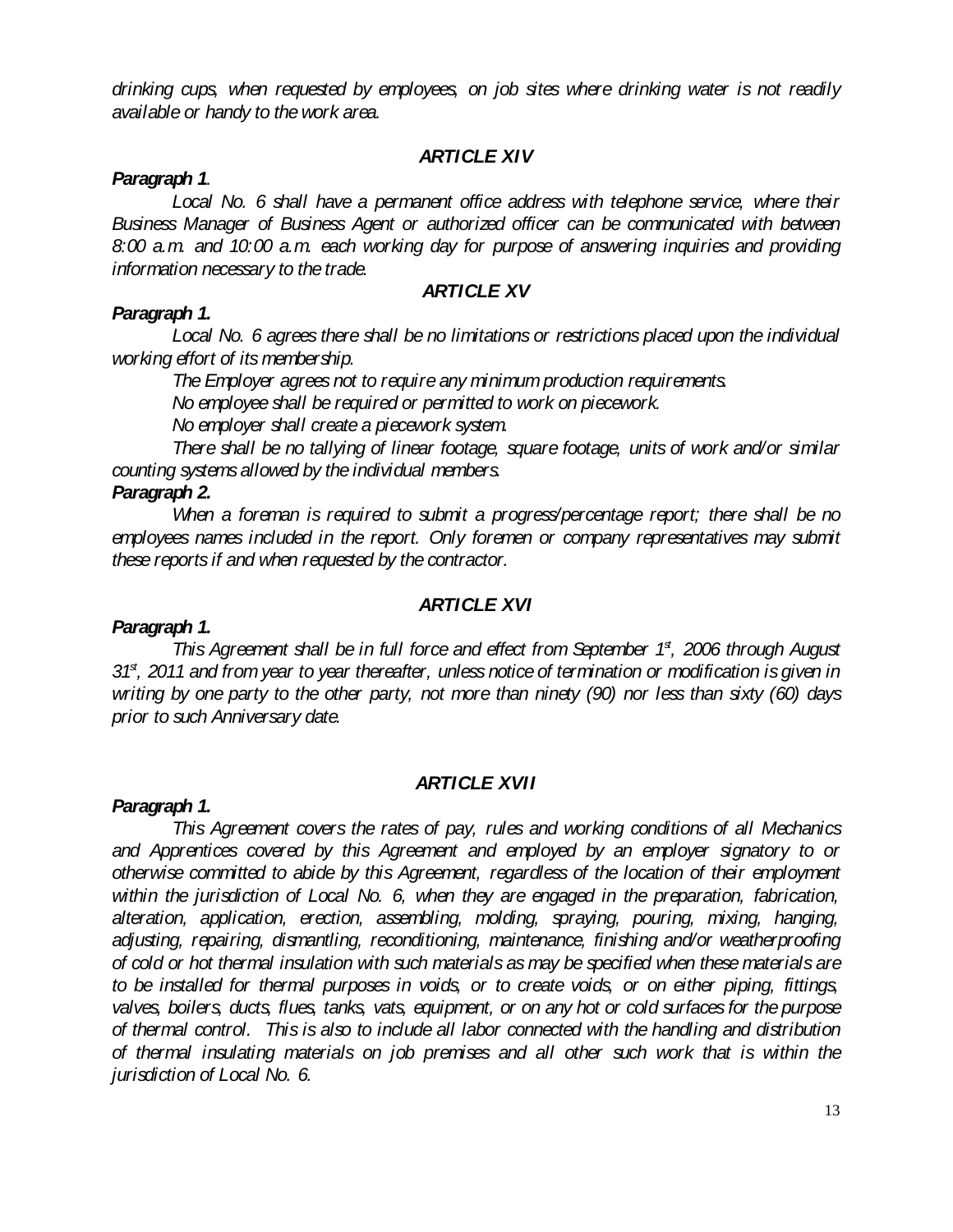*drinking cups, when requested by employees, on job sites where drinking water is not readily available or handy to the work area.*

### *ARTICLE XIV*

***Paragraph 1**.*

*Local No. 6 shall have a permanent office address with telephone service, where their Business Manager of Business Agent or authorized officer can be communicated with between 8:00 a.m. and 10:00 a.m. each working day for purpose of answering inquiries and providing information necessary to the trade.*

### *ARTICLE XV*

***Paragraph 1.***

*Local No. 6 agrees there shall be no limitations or restrictions placed upon the individual working effort of its membership.*

*The Employer agrees not to require any minimum production requirements.*

*No employee shall be required or permitted to work on piecework.*

*No employer shall create a piecework system.*

*There shall be no tallying of linear footage, square footage, units of work and/or similar counting systems allowed by the individual members.*

***Paragraph 2.***

*When a foreman is required to submit a progress/percentage report; there shall be no employees names included in the report. Only foremen or company representatives may submit these reports if and when requested by the contractor.*

### *ARTICLE XVI*

***Paragraph 1.***

*This Agreement shall be in full force and effect from September 1st, 2006 through August 31st, 2011 and from year to year thereafter, unless notice of termination or modification is given in writing by one party to the other party, not more than ninety (90) nor less than sixty (60) days prior to such Anniversary date.*

### *ARTICLE XVII*

***Paragraph 1.***

*This Agreement covers the rates of pay, rules and working conditions of all Mechanics and Apprentices covered by this Agreement and employed by an employer signatory to or otherwise committed to abide by this Agreement, regardless of the location of their employment within the jurisdiction of Local No. 6, when they are engaged in the preparation, fabrication, alteration, application, erection, assembling, molding, spraying, pouring, mixing, hanging, adjusting, repairing, dismantling, reconditioning, maintenance, finishing and/or weatherproofing of cold or hot thermal insulation with such materials as may be specified when these materials are to be installed for thermal purposes in voids, or to create voids, or on either piping, fittings, valves, boilers, ducts, flues, tanks, vats, equipment, or on any hot or cold surfaces for the purpose of thermal control. This is also to include all labor connected with the handling and distribution of thermal insulating materials on job premises and all other such work that is within the jurisdiction of Local No. 6.*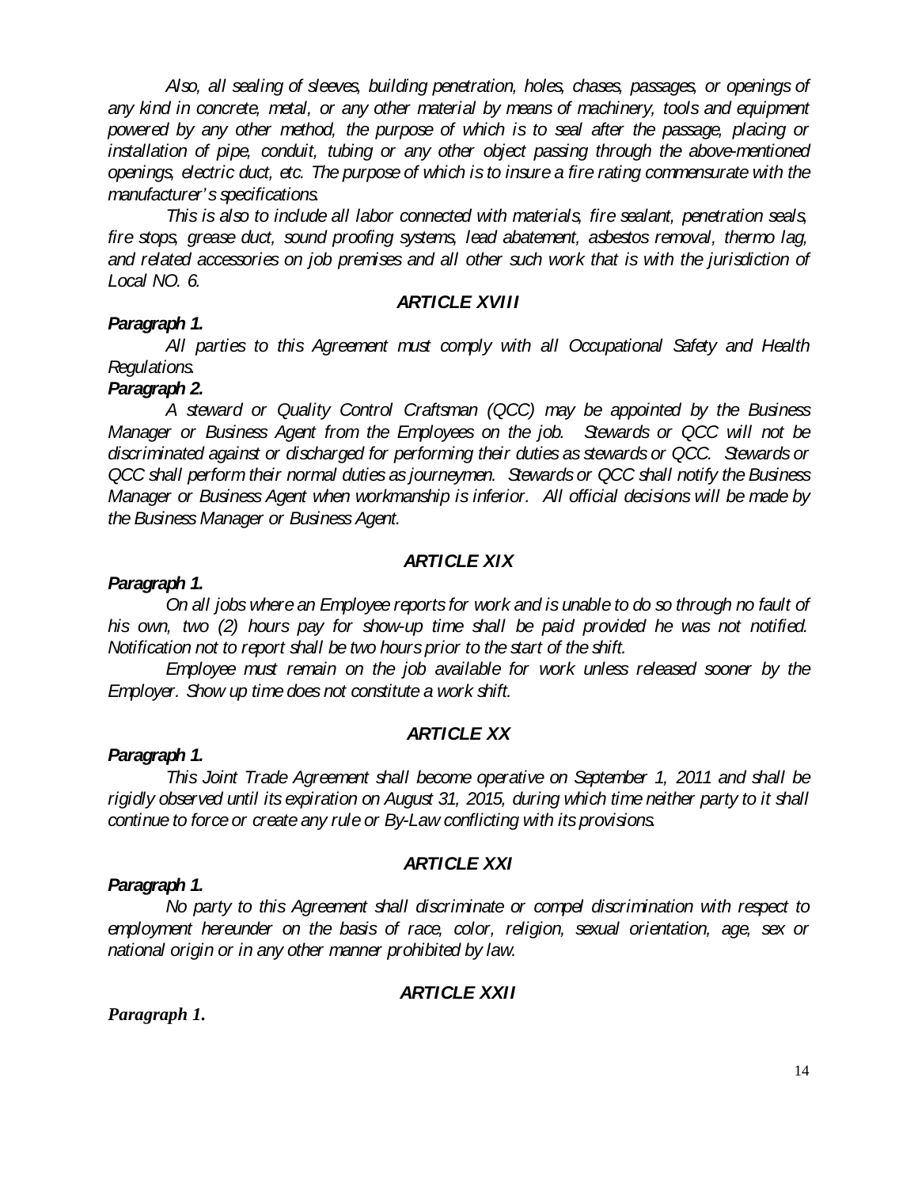*Also, all sealing of sleeves, building penetration, holes, chases, passages, or openings of any kind in concrete, metal, or any other material by means of machinery, tools and equipment powered by any other method, the purpose of which is to seal after the passage, placing or installation of pipe, conduit, tubing or any other object passing through the above-mentioned openings, electric duct, etc. The purpose of which is to insure a fire rating commensurate with the manufacturer's specifications.*

*This is also to include all labor connected with materials, fire sealant, penetration seals, fire stops, grease duct, sound proofing systems, lead abatement, asbestos removal, thermo lag, and related accessories on job premises and all other such work that is with the jurisdiction of Local NO. 6.*

## ARTICLE XVIII

***Paragraph 1.***

*All parties to this Agreement must comply with all Occupational Safety and Health Regulations.*

***Paragraph 2.***

*A steward or Quality Control Craftsman (QCC) may be appointed by the Business Manager or Business Agent from the Employees on the job. Stewards or QCC will not be discriminated against or discharged for performing their duties as stewards or QCC. Stewards or QCC shall perform their normal duties as journeymen. Stewards or QCC shall notify the Business Manager or Business Agent when workmanship is inferior. All official decisions will be made by the Business Manager or Business Agent.*

## ARTICLE XIX

***Paragraph 1.***

*On all jobs where an Employee reports for work and is unable to do so through no fault of his own, two (2) hours pay for show-up time shall be paid provided he was not notified. Notification not to report shall be two hours prior to the start of the shift.*

*Employee must remain on the job available for work unless released sooner by the Employer. Show up time does not constitute a work shift.*

## ARTICLE XX

***Paragraph 1.***

*This Joint Trade Agreement shall become operative on September 1, 2011 and shall be rigidly observed until its expiration on August 31, 2015, during which time neither party to it shall continue to force or create any rule or By-Law conflicting with its provisions.*

## ARTICLE XXI

***Paragraph 1.***

*No party to this Agreement shall discriminate or compel discrimination with respect to employment hereunder on the basis of race, color, religion, sexual orientation, age, sex or national origin or in any other manner prohibited by law.*

## ARTICLE XXII

***Paragraph 1.***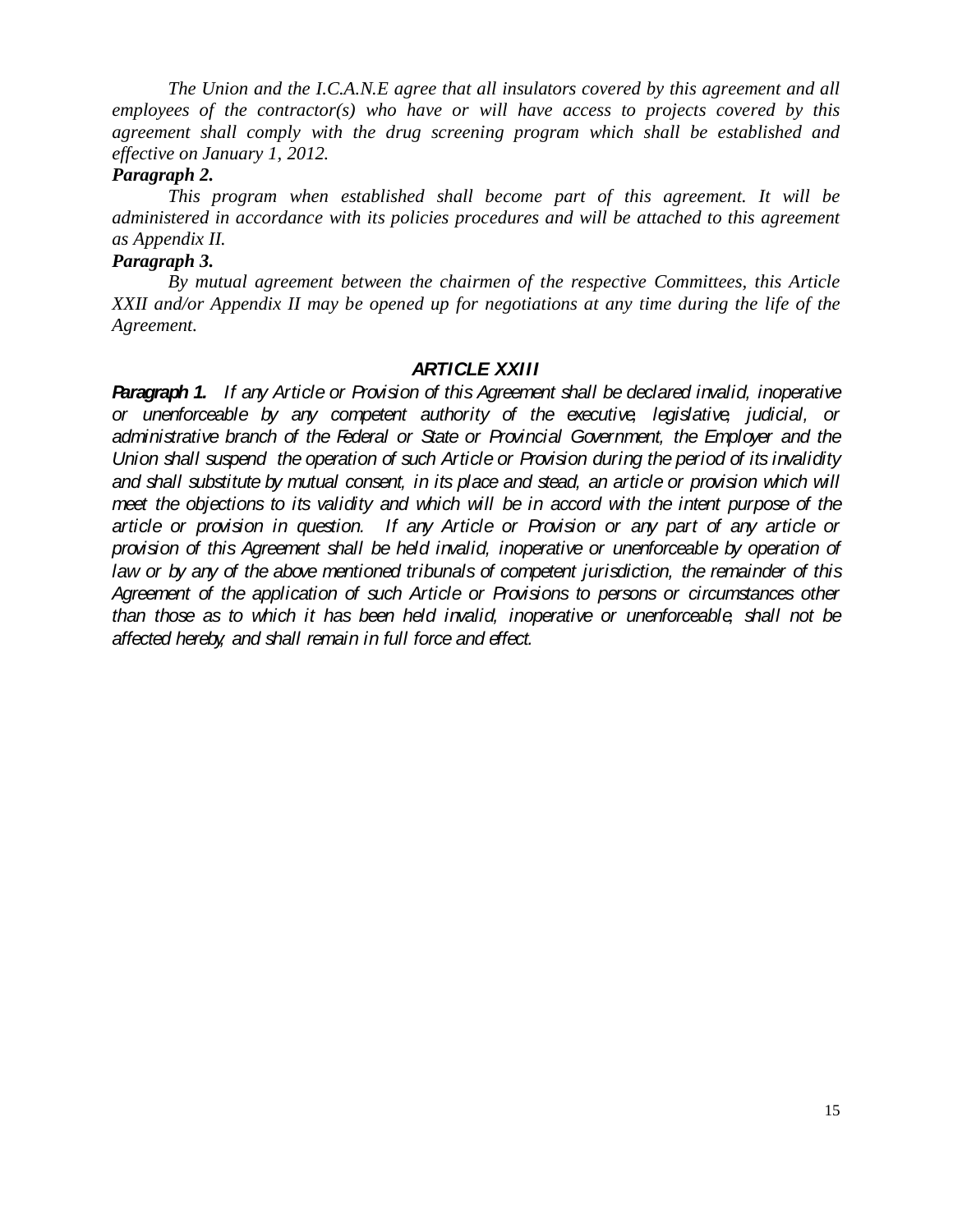*The Union and the I.C.A.N.E agree that all insulators covered by this agreement and all employees of the contractor(s) who have or will have access to projects covered by this agreement shall comply with the drug screening program which shall be established and effective on January 1, 2012.*

***Paragraph 2.***

*This program when established shall become part of this agreement. It will be administered in accordance with its policies procedures and will be attached to this agreement as Appendix II.*

***Paragraph 3.***

*By mutual agreement between the chairmen of the respective Committees, this Article XXII and/or Appendix II may be opened up for negotiations at any time during the life of the Agreement.*

## *ARTICLE XXIII*

***Paragraph 1.*** *If any Article or Provision of this Agreement shall be declared invalid, inoperative or unenforceable by any competent authority of the executive, legislative, judicial, or administrative branch of the Federal or State or Provincial Government, the Employer and the Union shall suspend the operation of such Article or Provision during the period of its invalidity and shall substitute by mutual consent, in its place and stead, an article or provision which will meet the objections to its validity and which will be in accord with the intent purpose of the article or provision in question. If any Article or Provision or any part of any article or provision of this Agreement shall be held invalid, inoperative or unenforceable by operation of law or by any of the above mentioned tribunals of competent jurisdiction, the remainder of this Agreement of the application of such Article or Provisions to persons or circumstances other than those as to which it has been held invalid, inoperative or unenforceable, shall not be affected hereby, and shall remain in full force and effect.*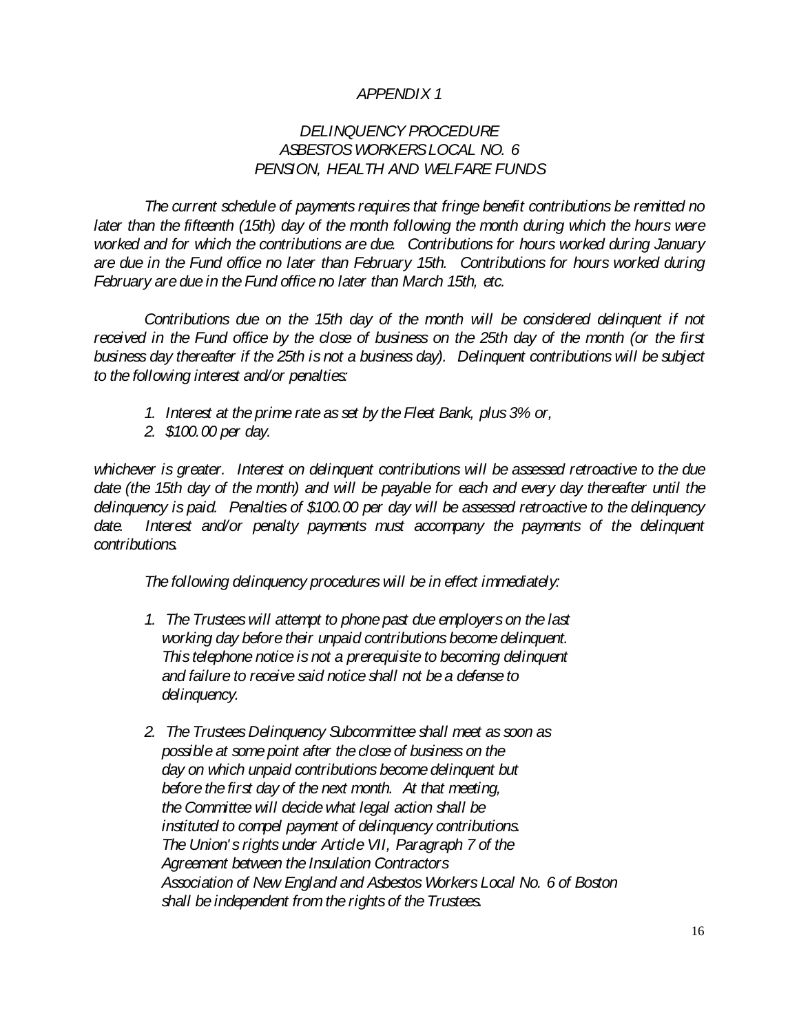*APPENDIX 1*

*DELINQUENCY PROCEDURE*
*ASBESTOS WORKERS LOCAL NO. 6*
*PENSION, HEALTH AND WELFARE FUNDS*

*The current schedule of payments requires that fringe benefit contributions be remitted no later than the fifteenth (15th) day of the month following the month during which the hours were worked and for which the contributions are due. Contributions for hours worked during January are due in the Fund office no later than February 15th. Contributions for hours worked during February are due in the Fund office no later than March 15th, etc.*

*Contributions due on the 15th day of the month will be considered delinquent if not received in the Fund office by the close of business on the 25th day of the month (or the first business day thereafter if the 25th is not a business day). Delinquent contributions will be subject to the following interest and/or penalties:*

1. *Interest at the prime rate as set by the Fleet Bank, plus 3% or,*
2. *$100.00 per day.*

*whichever is greater. Interest on delinquent contributions will be assessed retroactive to the due date (the 15th day of the month) and will be payable for each and every day thereafter until the delinquency is paid. Penalties of $100.00 per day will be assessed retroactive to the delinquency date. Interest and/or penalty payments must accompany the payments of the delinquent contributions.*

*The following delinquency procedures will be in effect immediately:*

1. *The Trustees will attempt to phone past due employers on the last working day before their unpaid contributions become delinquent. This telephone notice is not a prerequisite to becoming delinquent and failure to receive said notice shall not be a defense to delinquency.*

2. *The Trustees Delinquency Subcommittee shall meet as soon as possible at some point after the close of business on the day on which unpaid contributions become delinquent but before the first day of the next month. At that meeting, the Committee will decide what legal action shall be instituted to compel payment of delinquency contributions. The Union's rights under Article VII, Paragraph 7 of the Agreement between the Insulation Contractors Association of New England and Asbestos Workers Local No. 6 of Boston shall be independent from the rights of the Trustees.*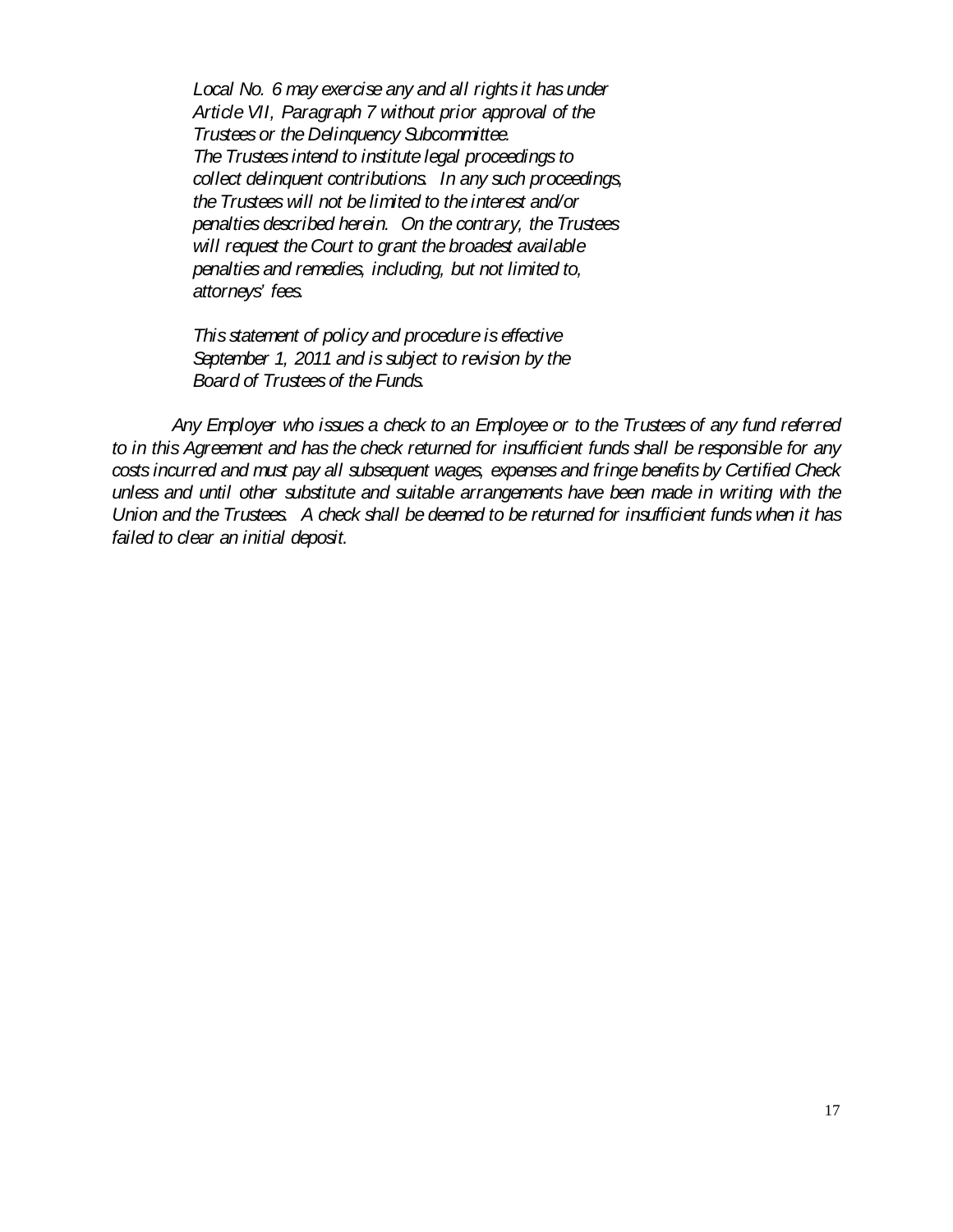*Local No. 6 may exercise any and all rights it has under Article VII, Paragraph 7 without prior approval of the Trustees or the Delinquency Subcommittee.*
*The Trustees intend to institute legal proceedings to collect delinquent contributions. In any such proceedings, the Trustees will not be limited to the interest and/or penalties described herein. On the contrary, the Trustees will request the Court to grant the broadest available penalties and remedies, including, but not limited to, attorneys' fees.*

*This statement of policy and procedure is effective September 1, 2011 and is subject to revision by the Board of Trustees of the Funds.*

*Any Employer who issues a check to an Employee or to the Trustees of any fund referred to in this Agreement and has the check returned for insufficient funds shall be responsible for any costs incurred and must pay all subsequent wages, expenses and fringe benefits by Certified Check unless and until other substitute and suitable arrangements have been made in writing with the Union and the Trustees. A check shall be deemed to be returned for insufficient funds when it has failed to clear an initial deposit.*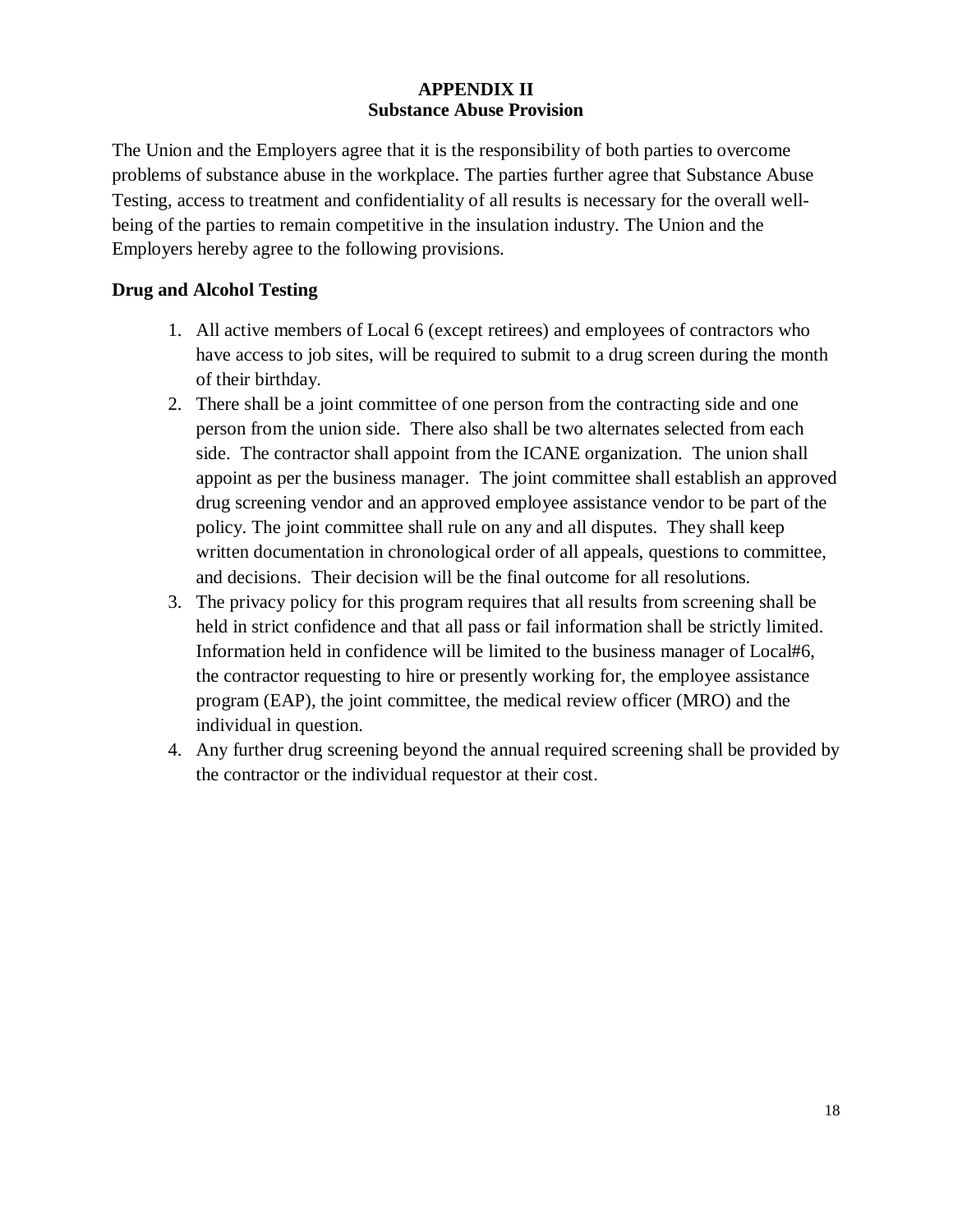# APPENDIX II
## Substance Abuse Provision

The Union and the Employers agree that it is the responsibility of both parties to overcome problems of substance abuse in the workplace. The parties further agree that Substance Abuse Testing, access to treatment and confidentiality of all results is necessary for the overall well-being of the parties to remain competitive in the insulation industry. The Union and the Employers hereby agree to the following provisions.

### Drug and Alcohol Testing

1. All active members of Local 6 (except retirees) and employees of contractors who have access to job sites, will be required to submit to a drug screen during the month of their birthday.
2. There shall be a joint committee of one person from the contracting side and one person from the union side. There also shall be two alternates selected from each side. The contractor shall appoint from the ICANE organization. The union shall appoint as per the business manager. The joint committee shall establish an approved drug screening vendor and an approved employee assistance vendor to be part of the policy. The joint committee shall rule on any and all disputes. They shall keep written documentation in chronological order of all appeals, questions to committee, and decisions. Their decision will be the final outcome for all resolutions.
3. The privacy policy for this program requires that all results from screening shall be held in strict confidence and that all pass or fail information shall be strictly limited. Information held in confidence will be limited to the business manager of Local#6, the contractor requesting to hire or presently working for, the employee assistance program (EAP), the joint committee, the medical review officer (MRO) and the individual in question.
4. Any further drug screening beyond the annual required screening shall be provided by the contractor or the individual requestor at their cost.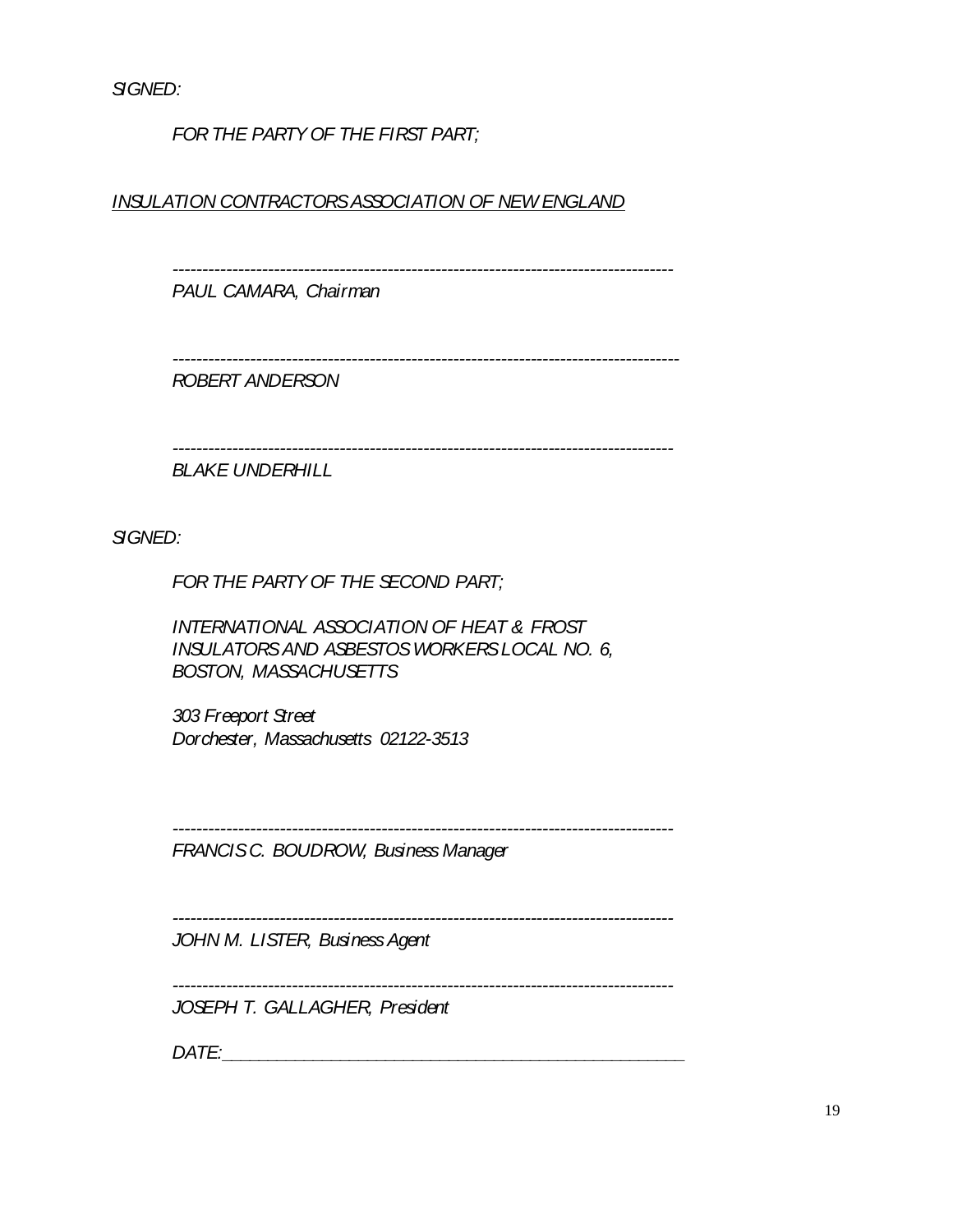*SIGNED:*

*FOR THE PARTY OF THE FIRST PART;*

*INSULATION CONTRACTORS ASSOCIATION OF NEW ENGLAND*

---------------------------------------------------------------------------------

*PAUL CAMARA, Chairman*

---------------------------------------------------------------------------------

*ROBERT ANDERSON*

---------------------------------------------------------------------------------

*BLAKE UNDERHILL*

*SIGNED:*

*FOR THE PARTY OF THE SECOND PART;*

*INTERNATIONAL ASSOCIATION OF HEAT & FROST INSULATORS AND ASBESTOS WORKERS LOCAL NO. 6, BOSTON, MASSACHUSETTS*

*303 Freeport Street*
*Dorchester, Massachusetts 02122-3513*

---------------------------------------------------------------------------------

*FRANCIS C. BOUDROW, Business Manager*

---------------------------------------------------------------------------------

*JOHN M. LISTER, Business Agent*

---------------------------------------------------------------------------------

*JOSEPH T. GALLAGHER, President*

*DATE:*______________________________________________________